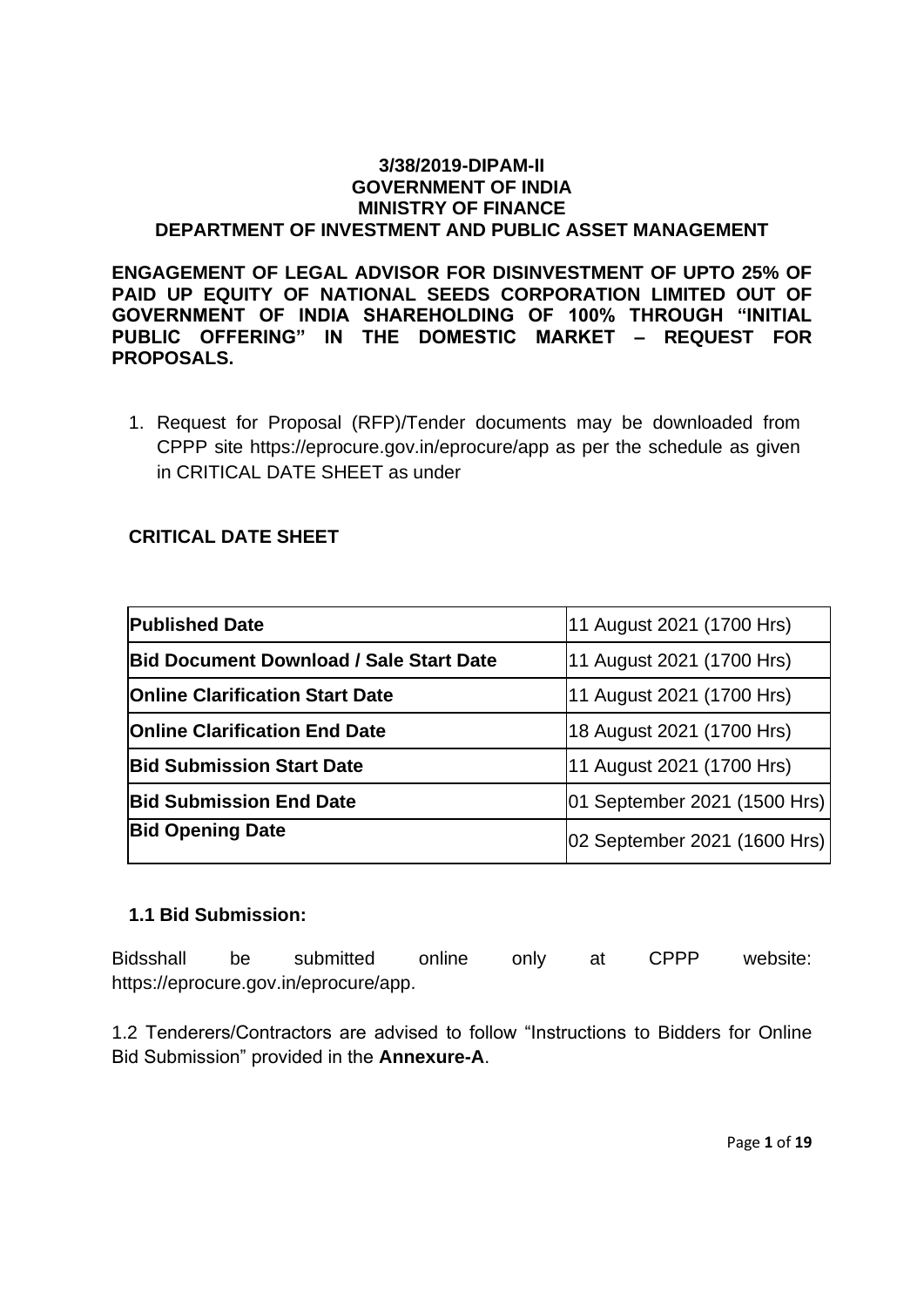**3/38/2019-DIPAM-II**
**GOVERNMENT OF INDIA**
**MINISTRY OF FINANCE**
**DEPARTMENT OF INVESTMENT AND PUBLIC ASSET MANAGEMENT**

**ENGAGEMENT OF LEGAL ADVISOR FOR DISINVESTMENT OF UPTO 25% OF PAID UP EQUITY OF NATIONAL SEEDS CORPORATION LIMITED OUT OF GOVERNMENT OF INDIA SHAREHOLDING OF 100% THROUGH "INITIAL PUBLIC OFFERING" IN THE DOMESTIC MARKET – REQUEST FOR PROPOSALS.**

1. Request for Proposal (RFP)/Tender documents may be downloaded from CPPP site https://eprocure.gov.in/eprocure/app as per the schedule as given in CRITICAL DATE SHEET as under

**CRITICAL DATE SHEET**

| | |
|---|---|
| **Published Date** | 11 August 2021 (1700 Hrs) |
| **Bid Document Download / Sale Start Date** | 11 August 2021 (1700 Hrs) |
| **Online Clarification Start Date** | 11 August 2021 (1700 Hrs) |
| **Online Clarification End Date** | 18 August 2021 (1700 Hrs) |
| **Bid Submission Start Date** | 11 August 2021 (1700 Hrs) |
| **Bid Submission End Date** | 01 September 2021 (1500 Hrs) |
| **Bid Opening Date** | 02 September 2021 (1600 Hrs) |

**1.1 Bid Submission:**

Bidsshall be submitted online only at CPPP website: https://eprocure.gov.in/eprocure/app.

1.2 Tenderers/Contractors are advised to follow "Instructions to Bidders for Online Bid Submission" provided in the **Annexure-A**.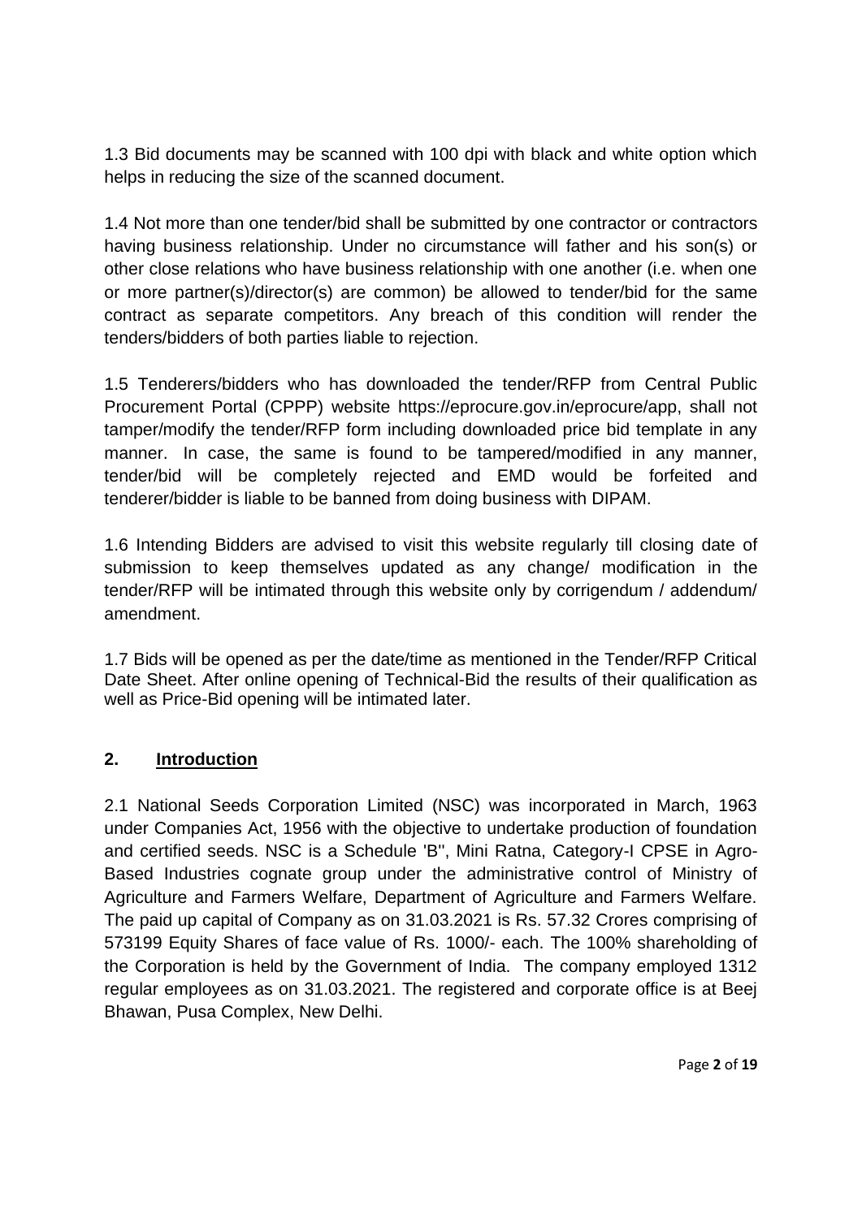1.3 Bid documents may be scanned with 100 dpi with black and white option which helps in reducing the size of the scanned document.

1.4 Not more than one tender/bid shall be submitted by one contractor or contractors having business relationship. Under no circumstance will father and his son(s) or other close relations who have business relationship with one another (i.e. when one or more partner(s)/director(s) are common) be allowed to tender/bid for the same contract as separate competitors. Any breach of this condition will render the tenders/bidders of both parties liable to rejection.

1.5 Tenderers/bidders who has downloaded the tender/RFP from Central Public Procurement Portal (CPPP) website https://eprocure.gov.in/eprocure/app, shall not tamper/modify the tender/RFP form including downloaded price bid template in any manner. In case, the same is found to be tampered/modified in any manner, tender/bid will be completely rejected and EMD would be forfeited and tenderer/bidder is liable to be banned from doing business with DIPAM.

1.6 Intending Bidders are advised to visit this website regularly till closing date of submission to keep themselves updated as any change/ modification in the tender/RFP will be intimated through this website only by corrigendum / addendum/ amendment.

1.7 Bids will be opened as per the date/time as mentioned in the Tender/RFP Critical Date Sheet. After online opening of Technical-Bid the results of their qualification as well as Price-Bid opening will be intimated later.

## 2. Introduction

2.1 National Seeds Corporation Limited (NSC) was incorporated in March, 1963 under Companies Act, 1956 with the objective to undertake production of foundation and certified seeds. NSC is a Schedule 'B'', Mini Ratna, Category-I CPSE in Agro-Based Industries cognate group under the administrative control of Ministry of Agriculture and Farmers Welfare, Department of Agriculture and Farmers Welfare. The paid up capital of Company as on 31.03.2021 is Rs. 57.32 Crores comprising of 573199 Equity Shares of face value of Rs. 1000/- each. The 100% shareholding of the Corporation is held by the Government of India. The company employed 1312 regular employees as on 31.03.2021. The registered and corporate office is at Beej Bhawan, Pusa Complex, New Delhi.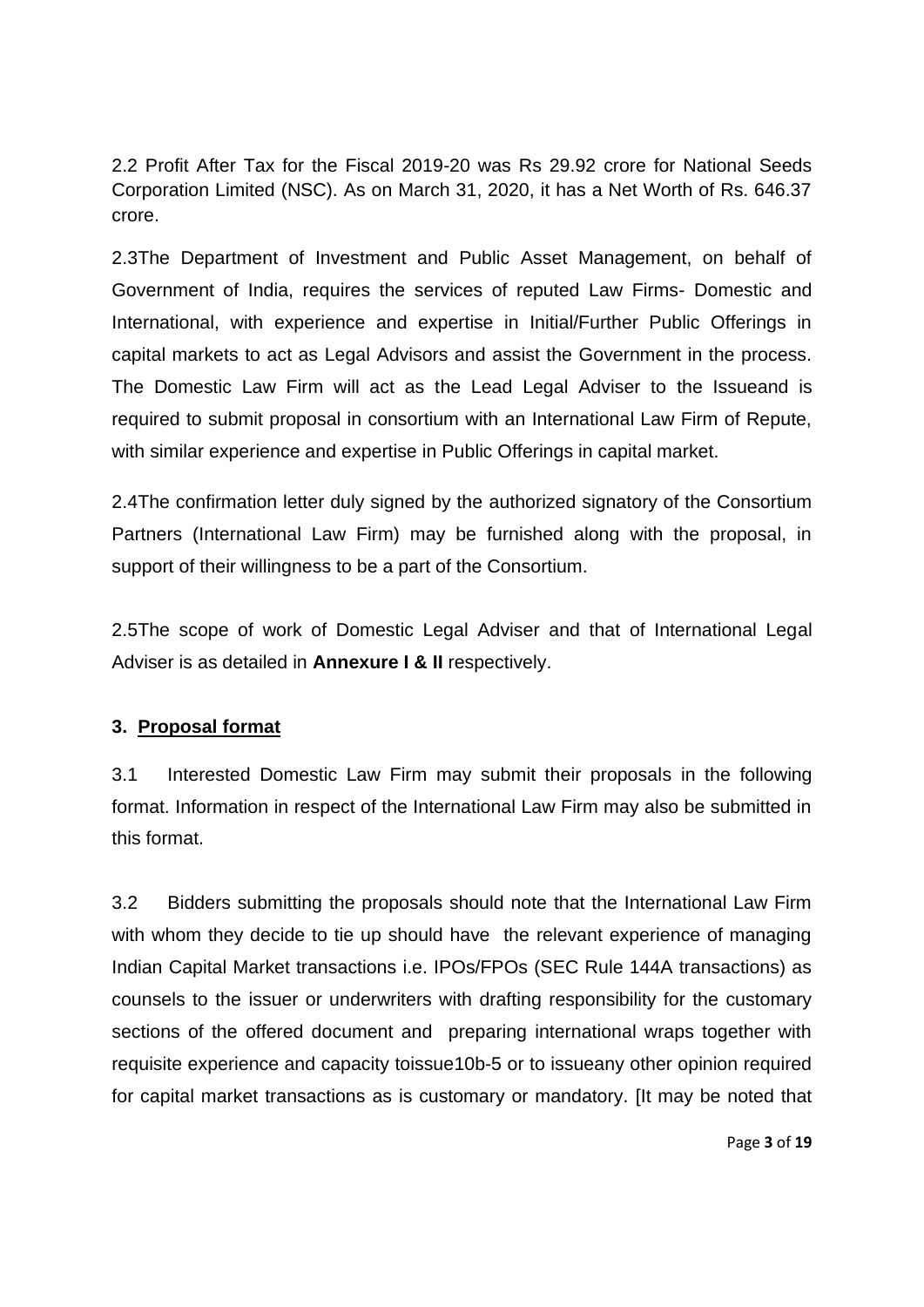2.2 Profit After Tax for the Fiscal 2019-20 was Rs 29.92 crore for National Seeds Corporation Limited (NSC). As on March 31, 2020, it has a Net Worth of Rs. 646.37 crore.

2.3The Department of Investment and Public Asset Management, on behalf of Government of India, requires the services of reputed Law Firms- Domestic and International, with experience and expertise in Initial/Further Public Offerings in capital markets to act as Legal Advisors and assist the Government in the process. The Domestic Law Firm will act as the Lead Legal Adviser to the Issueand is required to submit proposal in consortium with an International Law Firm of Repute, with similar experience and expertise in Public Offerings in capital market.

2.4The confirmation letter duly signed by the authorized signatory of the Consortium Partners (International Law Firm) may be furnished along with the proposal, in support of their willingness to be a part of the Consortium.

2.5The scope of work of Domestic Legal Adviser and that of International Legal Adviser is as detailed in **Annexure I & II** respectively.

## 3. Proposal format

3.1 Interested Domestic Law Firm may submit their proposals in the following format. Information in respect of the International Law Firm may also be submitted in this format.

3.2 Bidders submitting the proposals should note that the International Law Firm with whom they decide to tie up should have the relevant experience of managing Indian Capital Market transactions i.e. IPOs/FPOs (SEC Rule 144A transactions) as counsels to the issuer or underwriters with drafting responsibility for the customary sections of the offered document and preparing international wraps together with requisite experience and capacity toissue10b-5 or to issueany other opinion required for capital market transactions as is customary or mandatory. [It may be noted that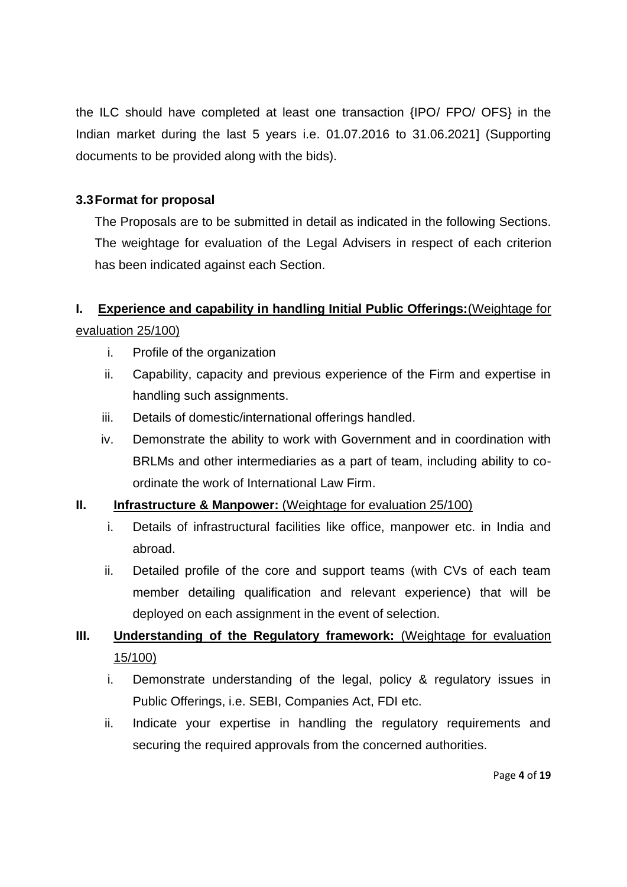the ILC should have completed at least one transaction {IPO/ FPO/ OFS} in the Indian market during the last 5 years i.e. 01.07.2016 to 31.06.2021] (Supporting documents to be provided along with the bids).

### 3.3 Format for proposal

The Proposals are to be submitted in detail as indicated in the following Sections. The weightage for evaluation of the Legal Advisers in respect of each criterion has been indicated against each Section.

**I. <u>Experience and capability in handling Initial Public Offerings:</u>**<u>(Weightage for evaluation 25/100)</u>

i. Profile of the organization

ii. Capability, capacity and previous experience of the Firm and expertise in handling such assignments.

iii. Details of domestic/international offerings handled.

iv. Demonstrate the ability to work with Government and in coordination with BRLMs and other intermediaries as a part of team, including ability to co-ordinate the work of International Law Firm.

**II. <u>Infrastructure & Manpower:</u>** <u>(Weightage for evaluation 25/100)</u>

i. Details of infrastructural facilities like office, manpower etc. in India and abroad.

ii. Detailed profile of the core and support teams (with CVs of each team member detailing qualification and relevant experience) that will be deployed on each assignment in the event of selection.

**III. <u>Understanding of the Regulatory framework:</u>** <u>(Weightage for evaluation 15/100)</u>

i. Demonstrate understanding of the legal, policy & regulatory issues in Public Offerings, i.e. SEBI, Companies Act, FDI etc.

ii. Indicate your expertise in handling the regulatory requirements and securing the required approvals from the concerned authorities.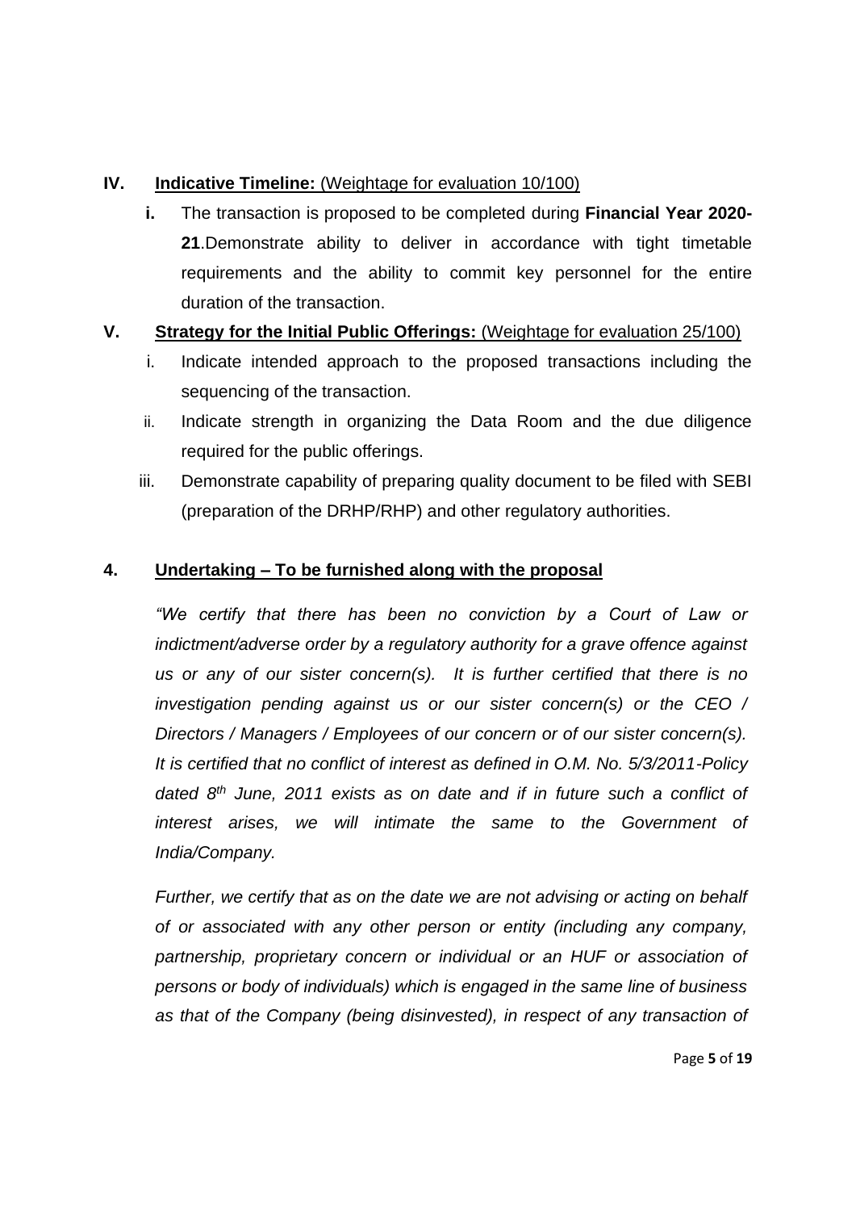**IV.** <u>**Indicative Timeline:** (Weightage for evaluation 10/100)</u>

**i.** The transaction is proposed to be completed during **Financial Year 2020-21**.Demonstrate ability to deliver in accordance with tight timetable requirements and the ability to commit key personnel for the entire duration of the transaction.

**V.** <u>**Strategy for the Initial Public Offerings:** (Weightage for evaluation 25/100)</u>

i. Indicate intended approach to the proposed transactions including the sequencing of the transaction.

ii. Indicate strength in organizing the Data Room and the due diligence required for the public offerings.

iii. Demonstrate capability of preparing quality document to be filed with SEBI (preparation of the DRHP/RHP) and other regulatory authorities.

**4.** <u>**Undertaking – To be furnished along with the proposal**</u>

*"We certify that there has been no conviction by a Court of Law or indictment/adverse order by a regulatory authority for a grave offence against us or any of our sister concern(s). It is further certified that there is no investigation pending against us or our sister concern(s) or the CEO / Directors / Managers / Employees of our concern or of our sister concern(s). It is certified that no conflict of interest as defined in O.M. No. 5/3/2011-Policy dated 8th June, 2011 exists as on date and if in future such a conflict of interest arises, we will intimate the same to the Government of India/Company.*

*Further, we certify that as on the date we are not advising or acting on behalf of or associated with any other person or entity (including any company, partnership, proprietary concern or individual or an HUF or association of persons or body of individuals) which is engaged in the same line of business as that of the Company (being disinvested), in respect of any transaction of*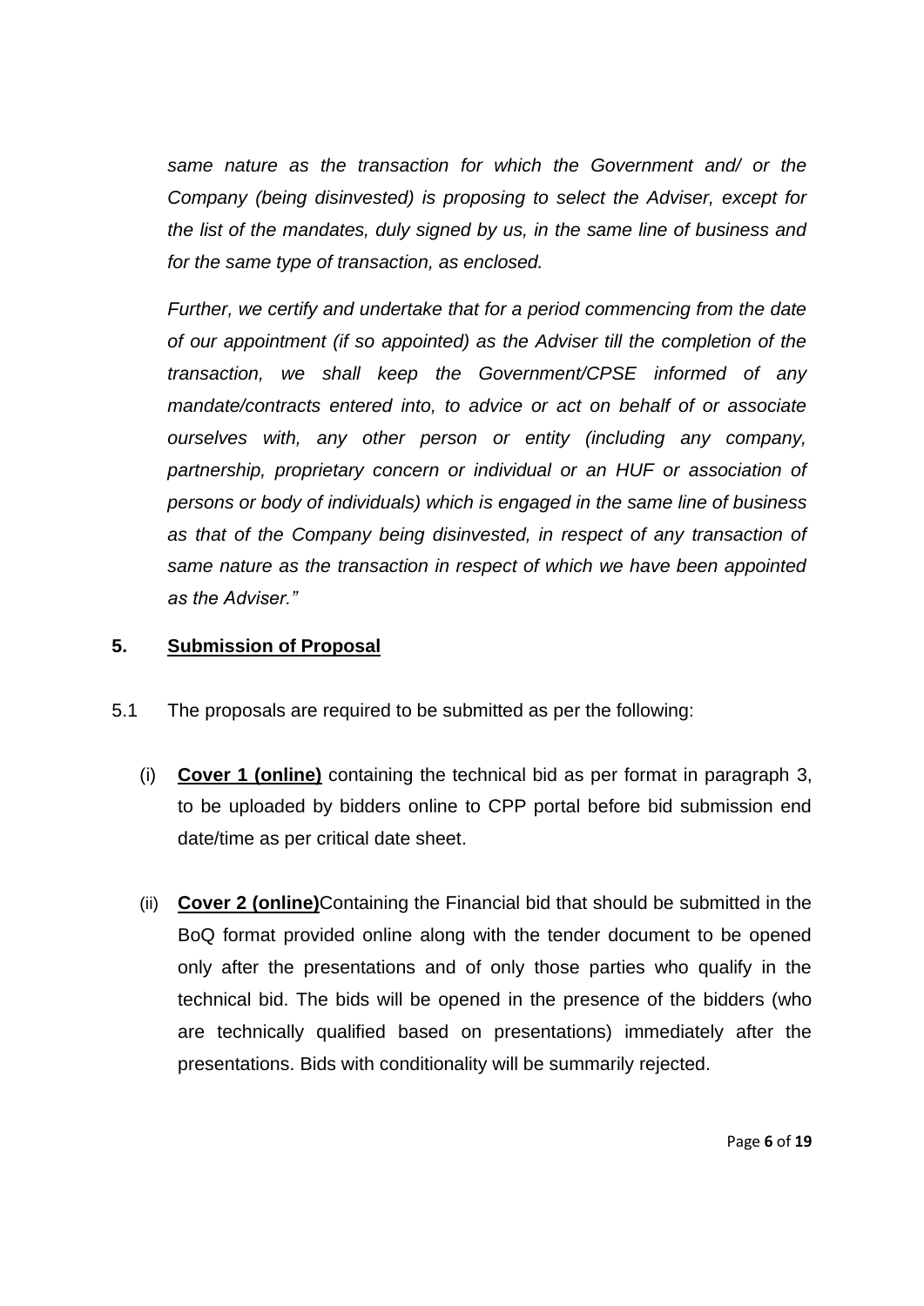*same nature as the transaction for which the Government and/ or the Company (being disinvested) is proposing to select the Adviser, except for the list of the mandates, duly signed by us, in the same line of business and for the same type of transaction, as enclosed.*

*Further, we certify and undertake that for a period commencing from the date of our appointment (if so appointed) as the Adviser till the completion of the transaction, we shall keep the Government/CPSE informed of any mandate/contracts entered into, to advice or act on behalf of or associate ourselves with, any other person or entity (including any company, partnership, proprietary concern or individual or an HUF or association of persons or body of individuals) which is engaged in the same line of business as that of the Company being disinvested, in respect of any transaction of same nature as the transaction in respect of which we have been appointed as the Adviser."*

## 5. <u>Submission of Proposal</u>

5.1 The proposals are required to be submitted as per the following:

(i) **<u>Cover 1 (online)</u>** containing the technical bid as per format in paragraph 3, to be uploaded by bidders online to CPP portal before bid submission end date/time as per critical date sheet.

(ii) **<u>Cover 2 (online)</u>**Containing the Financial bid that should be submitted in the BoQ format provided online along with the tender document to be opened only after the presentations and of only those parties who qualify in the technical bid. The bids will be opened in the presence of the bidders (who are technically qualified based on presentations) immediately after the presentations. Bids with conditionality will be summarily rejected.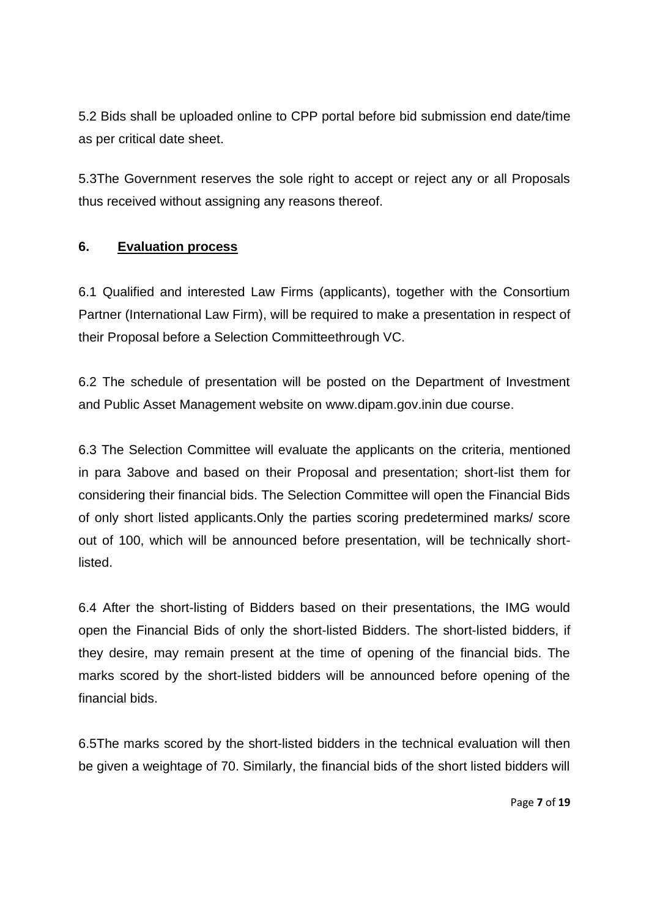5.2 Bids shall be uploaded online to CPP portal before bid submission end date/time as per critical date sheet.

5.3The Government reserves the sole right to accept or reject any or all Proposals thus received without assigning any reasons thereof.

## 6. Evaluation process

6.1 Qualified and interested Law Firms (applicants), together with the Consortium Partner (International Law Firm), will be required to make a presentation in respect of their Proposal before a Selection Committeethrough VC.

6.2 The schedule of presentation will be posted on the Department of Investment and Public Asset Management website on www.dipam.gov.inin due course.

6.3 The Selection Committee will evaluate the applicants on the criteria, mentioned in para 3above and based on their Proposal and presentation; short-list them for considering their financial bids. The Selection Committee will open the Financial Bids of only short listed applicants.Only the parties scoring predetermined marks/ score out of 100, which will be announced before presentation, will be technically short-listed.

6.4 After the short-listing of Bidders based on their presentations, the IMG would open the Financial Bids of only the short-listed Bidders. The short-listed bidders, if they desire, may remain present at the time of opening of the financial bids. The marks scored by the short-listed bidders will be announced before opening of the financial bids.

6.5The marks scored by the short-listed bidders in the technical evaluation will then be given a weightage of 70. Similarly, the financial bids of the short listed bidders will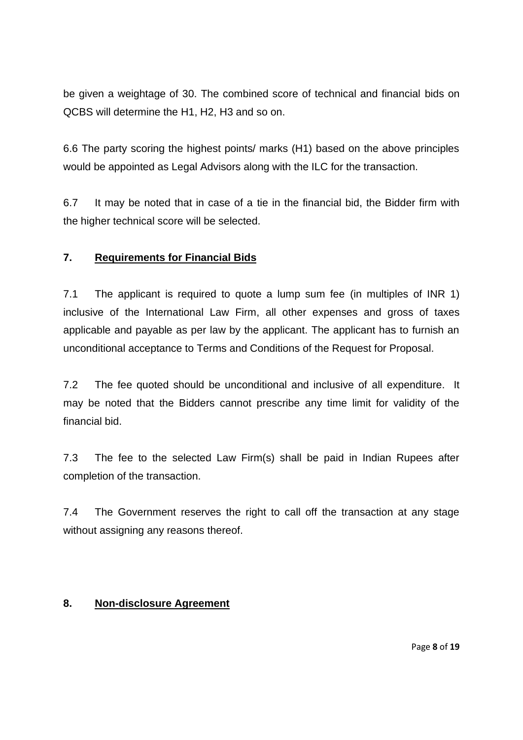be given a weightage of 30. The combined score of technical and financial bids on QCBS will determine the H1, H2, H3 and so on.

6.6 The party scoring the highest points/ marks (H1) based on the above principles would be appointed as Legal Advisors along with the ILC for the transaction.

6.7 It may be noted that in case of a tie in the financial bid, the Bidder firm with the higher technical score will be selected.

## 7. Requirements for Financial Bids

7.1 The applicant is required to quote a lump sum fee (in multiples of INR 1) inclusive of the International Law Firm, all other expenses and gross of taxes applicable and payable as per law by the applicant. The applicant has to furnish an unconditional acceptance to Terms and Conditions of the Request for Proposal.

7.2 The fee quoted should be unconditional and inclusive of all expenditure. It may be noted that the Bidders cannot prescribe any time limit for validity of the financial bid.

7.3 The fee to the selected Law Firm(s) shall be paid in Indian Rupees after completion of the transaction.

7.4 The Government reserves the right to call off the transaction at any stage without assigning any reasons thereof.

## 8. Non-disclosure Agreement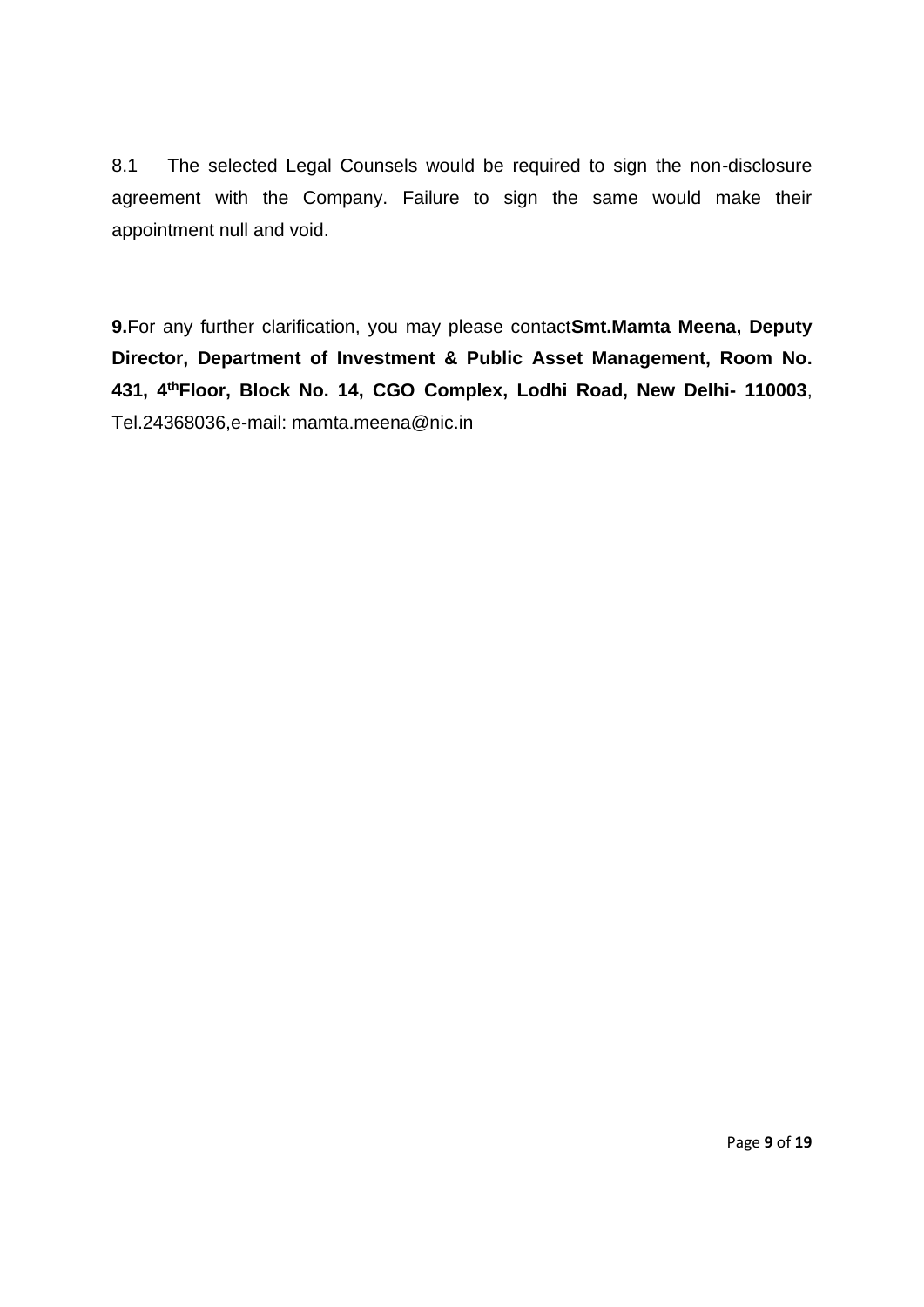8.1 The selected Legal Counsels would be required to sign the non-disclosure agreement with the Company. Failure to sign the same would make their appointment null and void.

**9.**For any further clarification, you may please contact**Smt.Mamta Meena, Deputy Director, Department of Investment & Public Asset Management, Room No. 431, 4th Floor, Block No. 14, CGO Complex, Lodhi Road, New Delhi- 110003**, Tel.24368036,e-mail: mamta.meena@nic.in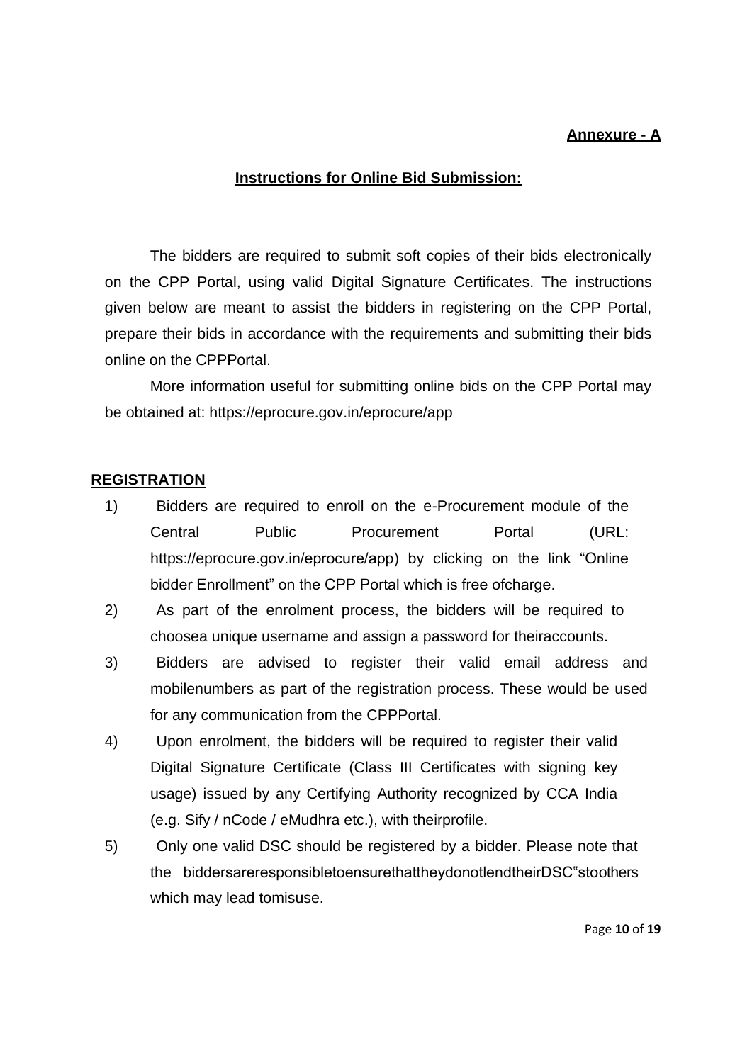**Annexure - A**

## Instructions for Online Bid Submission:

The bidders are required to submit soft copies of their bids electronically on the CPP Portal, using valid Digital Signature Certificates. The instructions given below are meant to assist the bidders in registering on the CPP Portal, prepare their bids in accordance with the requirements and submitting their bids online on the CPPPortal.

More information useful for submitting online bids on the CPP Portal may be obtained at: https://eprocure.gov.in/eprocure/app

### REGISTRATION

1) Bidders are required to enroll on the e-Procurement module of the Central Public Procurement Portal (URL: https://eprocure.gov.in/eprocure/app) by clicking on the link "Online bidder Enrollment" on the CPP Portal which is free ofcharge.
2) As part of the enrolment process, the bidders will be required to choosea unique username and assign a password for theiraccounts.
3) Bidders are advised to register their valid email address and mobilenumbers as part of the registration process. These would be used for any communication from the CPPPortal.
4) Upon enrolment, the bidders will be required to register their valid Digital Signature Certificate (Class III Certificates with signing key usage) issued by any Certifying Authority recognized by CCA India (e.g. Sify / nCode / eMudhra etc.), with theirprofile.
5) Only one valid DSC should be registered by a bidder. Please note that the biddersareresponsibletoensurethattheydonotlendtheirDSC"stoothers which may lead tomisuse.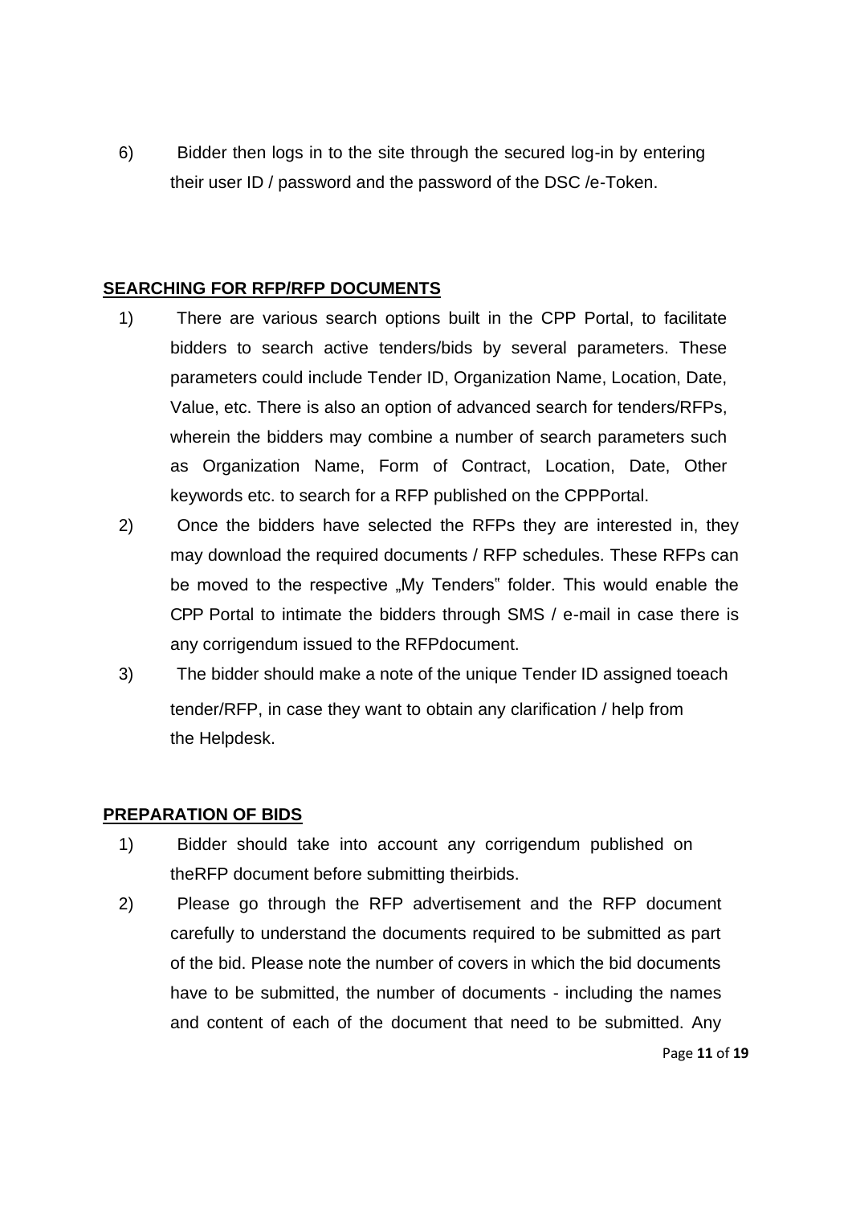6) Bidder then logs in to the site through the secured log-in by entering their user ID / password and the password of the DSC /e-Token.

**SEARCHING FOR RFP/RFP DOCUMENTS**

1) There are various search options built in the CPP Portal, to facilitate bidders to search active tenders/bids by several parameters. These parameters could include Tender ID, Organization Name, Location, Date, Value, etc. There is also an option of advanced search for tenders/RFPs, wherein the bidders may combine a number of search parameters such as Organization Name, Form of Contract, Location, Date, Other keywords etc. to search for a RFP published on the CPPPortal.
2) Once the bidders have selected the RFPs they are interested in, they may download the required documents / RFP schedules. These RFPs can be moved to the respective „My Tenders" folder. This would enable the CPP Portal to intimate the bidders through SMS / e-mail in case there is any corrigendum issued to the RFPdocument.
3) The bidder should make a note of the unique Tender ID assigned toeach tender/RFP, in case they want to obtain any clarification / help from the Helpdesk.

**PREPARATION OF BIDS**

1) Bidder should take into account any corrigendum published on theRFP document before submitting theirbids.
2) Please go through the RFP advertisement and the RFP document carefully to understand the documents required to be submitted as part of the bid. Please note the number of covers in which the bid documents have to be submitted, the number of documents - including the names and content of each of the document that need to be submitted. Any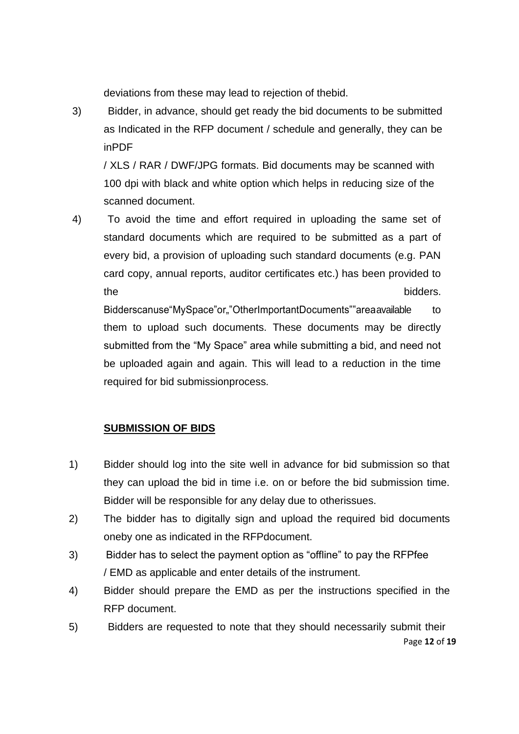deviations from these may lead to rejection of thebid.

3) Bidder, in advance, should get ready the bid documents to be submitted as Indicated in the RFP document / schedule and generally, they can be inPDF / XLS / RAR / DWF/JPG formats. Bid documents may be scanned with 100 dpi with black and white option which helps in reducing size of the scanned document.

4) To avoid the time and effort required in uploading the same set of standard documents which are required to be submitted as a part of every bid, a provision of uploading such standard documents (e.g. PAN card copy, annual reports, auditor certificates etc.) has been provided to the bidders. Bidderscanuse"MySpace"or„"OtherImportantDocuments""areaavailable to them to upload such documents. These documents may be directly submitted from the "My Space" area while submitting a bid, and need not be uploaded again and again. This will lead to a reduction in the time required for bid submissionprocess.

**SUBMISSION OF BIDS**

1) Bidder should log into the site well in advance for bid submission so that they can upload the bid in time i.e. on or before the bid submission time. Bidder will be responsible for any delay due to otherissues.
2) The bidder has to digitally sign and upload the required bid documents oneby one as indicated in the RFPdocument.
3) Bidder has to select the payment option as "offline" to pay the RFPfee / EMD as applicable and enter details of the instrument.
4) Bidder should prepare the EMD as per the instructions specified in the RFP document.
5) Bidders are requested to note that they should necessarily submit their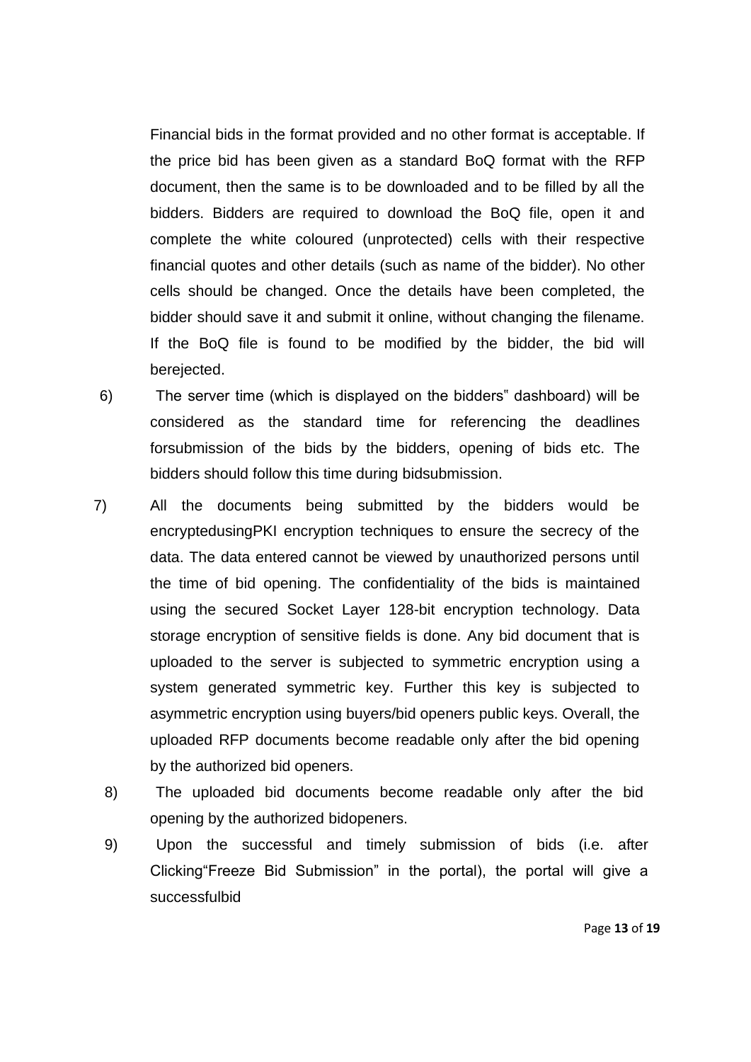Financial bids in the format provided and no other format is acceptable. If the price bid has been given as a standard BoQ format with the RFP document, then the same is to be downloaded and to be filled by all the bidders. Bidders are required to download the BoQ file, open it and complete the white coloured (unprotected) cells with their respective financial quotes and other details (such as name of the bidder). No other cells should be changed. Once the details have been completed, the bidder should save it and submit it online, without changing the filename. If the BoQ file is found to be modified by the bidder, the bid will berejected.

6) The server time (which is displayed on the bidders" dashboard) will be considered as the standard time for referencing the deadlines forsubmission of the bids by the bidders, opening of bids etc. The bidders should follow this time during bidsubmission.

7) All the documents being submitted by the bidders would be encryptedusingPKI encryption techniques to ensure the secrecy of the data. The data entered cannot be viewed by unauthorized persons until the time of bid opening. The confidentiality of the bids is maintained using the secured Socket Layer 128-bit encryption technology. Data storage encryption of sensitive fields is done. Any bid document that is uploaded to the server is subjected to symmetric encryption using a system generated symmetric key. Further this key is subjected to asymmetric encryption using buyers/bid openers public keys. Overall, the uploaded RFP documents become readable only after the bid opening by the authorized bid openers.

8) The uploaded bid documents become readable only after the bid opening by the authorized bidopeners.

9) Upon the successful and timely submission of bids (i.e. after Clicking"Freeze Bid Submission" in the portal), the portal will give a successfulbid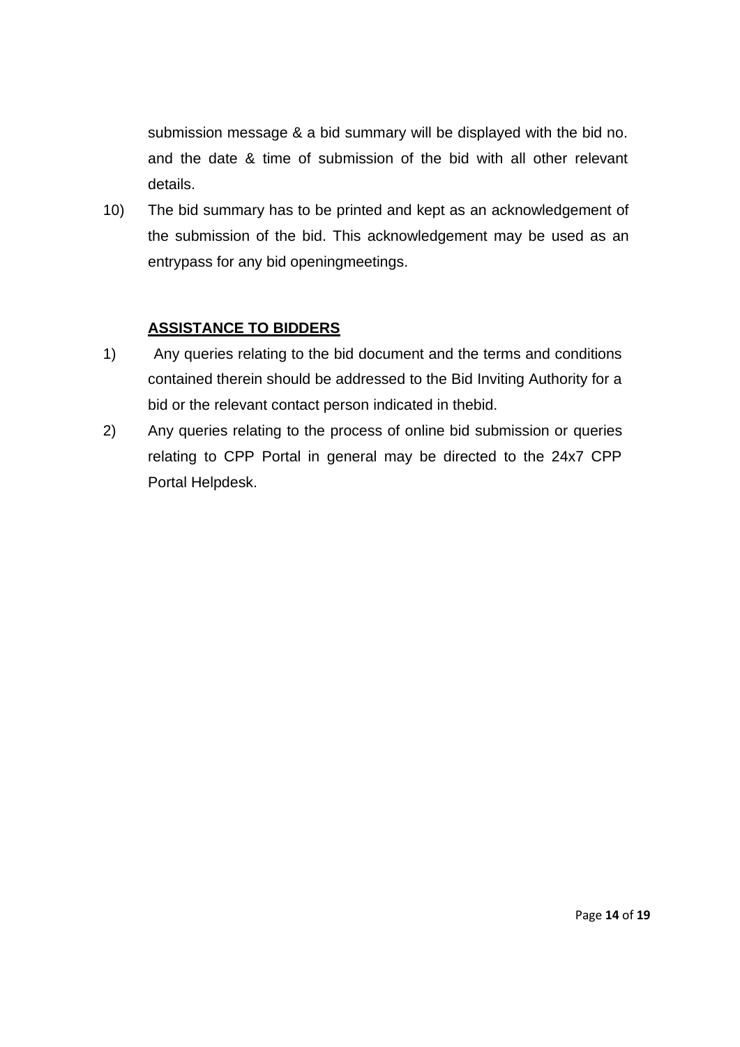submission message & a bid summary will be displayed with the bid no. and the date & time of submission of the bid with all other relevant details.

10) The bid summary has to be printed and kept as an acknowledgement of the submission of the bid. This acknowledgement may be used as an entrypass for any bid openingmeetings.

**ASSISTANCE TO BIDDERS**

1) Any queries relating to the bid document and the terms and conditions contained therein should be addressed to the Bid Inviting Authority for a bid or the relevant contact person indicated in thebid.
2) Any queries relating to the process of online bid submission or queries relating to CPP Portal in general may be directed to the 24x7 CPP Portal Helpdesk.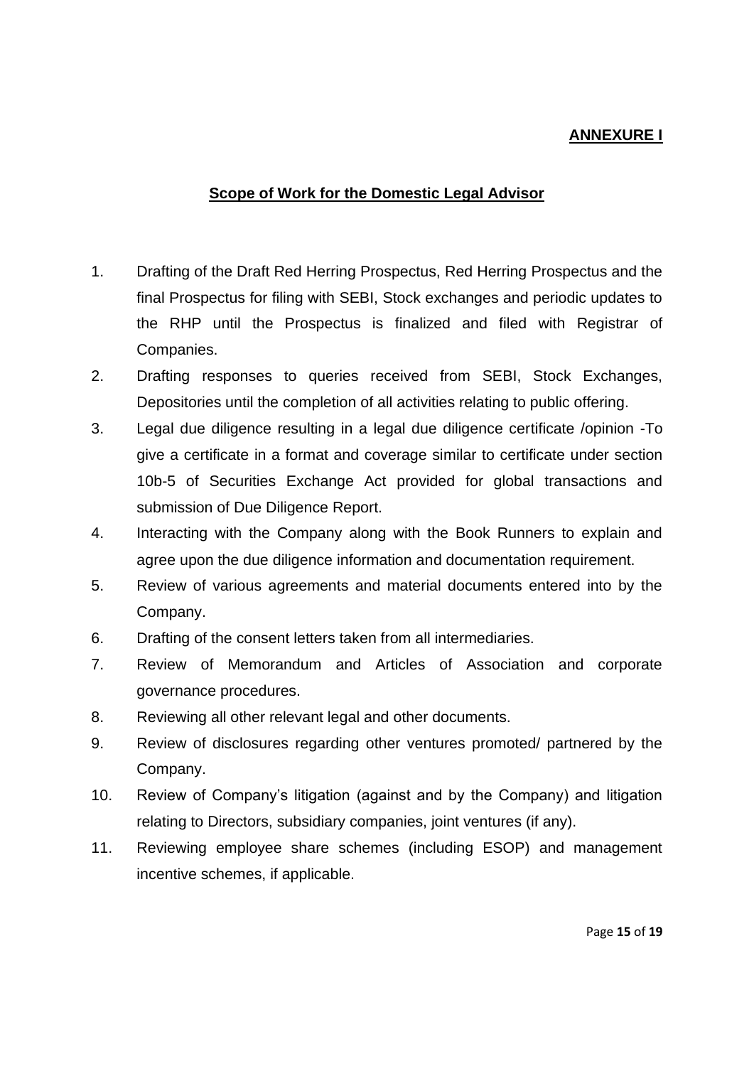**ANNEXURE I**

## Scope of Work for the Domestic Legal Advisor

1. Drafting of the Draft Red Herring Prospectus, Red Herring Prospectus and the final Prospectus for filing with SEBI, Stock exchanges and periodic updates to the RHP until the Prospectus is finalized and filed with Registrar of Companies.
2. Drafting responses to queries received from SEBI, Stock Exchanges, Depositories until the completion of all activities relating to public offering.
3. Legal due diligence resulting in a legal due diligence certificate /opinion -To give a certificate in a format and coverage similar to certificate under section 10b-5 of Securities Exchange Act provided for global transactions and submission of Due Diligence Report.
4. Interacting with the Company along with the Book Runners to explain and agree upon the due diligence information and documentation requirement.
5. Review of various agreements and material documents entered into by the Company.
6. Drafting of the consent letters taken from all intermediaries.
7. Review of Memorandum and Articles of Association and corporate governance procedures.
8. Reviewing all other relevant legal and other documents.
9. Review of disclosures regarding other ventures promoted/ partnered by the Company.
10. Review of Company's litigation (against and by the Company) and litigation relating to Directors, subsidiary companies, joint ventures (if any).
11. Reviewing employee share schemes (including ESOP) and management incentive schemes, if applicable.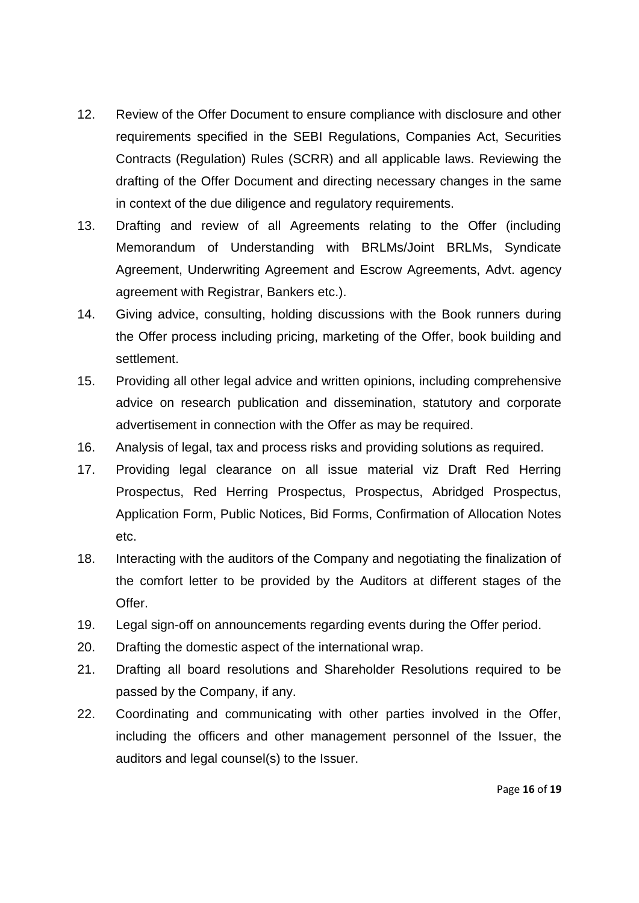12. Review of the Offer Document to ensure compliance with disclosure and other requirements specified in the SEBI Regulations, Companies Act, Securities Contracts (Regulation) Rules (SCRR) and all applicable laws. Reviewing the drafting of the Offer Document and directing necessary changes in the same in context of the due diligence and regulatory requirements.
13. Drafting and review of all Agreements relating to the Offer (including Memorandum of Understanding with BRLMs/Joint BRLMs, Syndicate Agreement, Underwriting Agreement and Escrow Agreements, Advt. agency agreement with Registrar, Bankers etc.).
14. Giving advice, consulting, holding discussions with the Book runners during the Offer process including pricing, marketing of the Offer, book building and settlement.
15. Providing all other legal advice and written opinions, including comprehensive advice on research publication and dissemination, statutory and corporate advertisement in connection with the Offer as may be required.
16. Analysis of legal, tax and process risks and providing solutions as required.
17. Providing legal clearance on all issue material viz Draft Red Herring Prospectus, Red Herring Prospectus, Prospectus, Abridged Prospectus, Application Form, Public Notices, Bid Forms, Confirmation of Allocation Notes etc.
18. Interacting with the auditors of the Company and negotiating the finalization of the comfort letter to be provided by the Auditors at different stages of the Offer.
19. Legal sign-off on announcements regarding events during the Offer period.
20. Drafting the domestic aspect of the international wrap.
21. Drafting all board resolutions and Shareholder Resolutions required to be passed by the Company, if any.
22. Coordinating and communicating with other parties involved in the Offer, including the officers and other management personnel of the Issuer, the auditors and legal counsel(s) to the Issuer.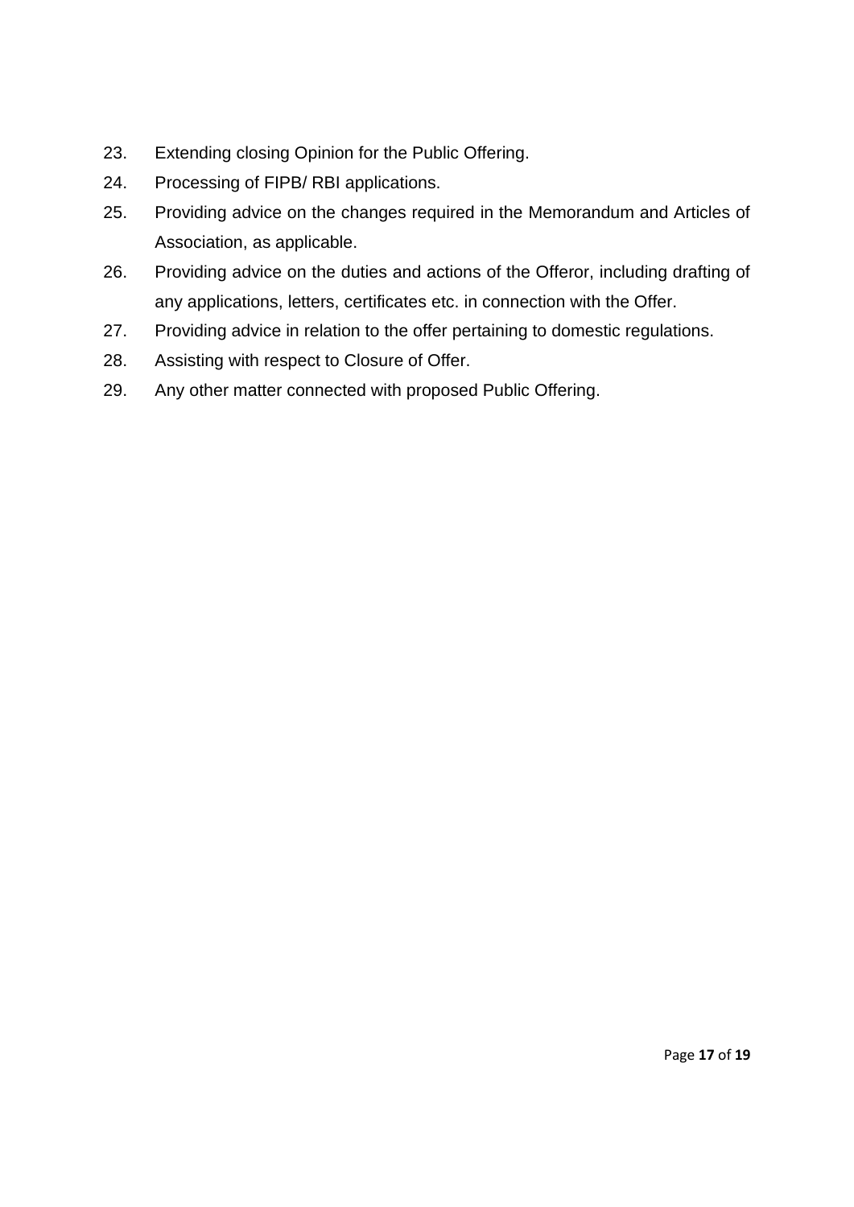23. Extending closing Opinion for the Public Offering.
24. Processing of FIPB/ RBI applications.
25. Providing advice on the changes required in the Memorandum and Articles of Association, as applicable.
26. Providing advice on the duties and actions of the Offeror, including drafting of any applications, letters, certificates etc. in connection with the Offer.
27. Providing advice in relation to the offer pertaining to domestic regulations.
28. Assisting with respect to Closure of Offer.
29. Any other matter connected with proposed Public Offering.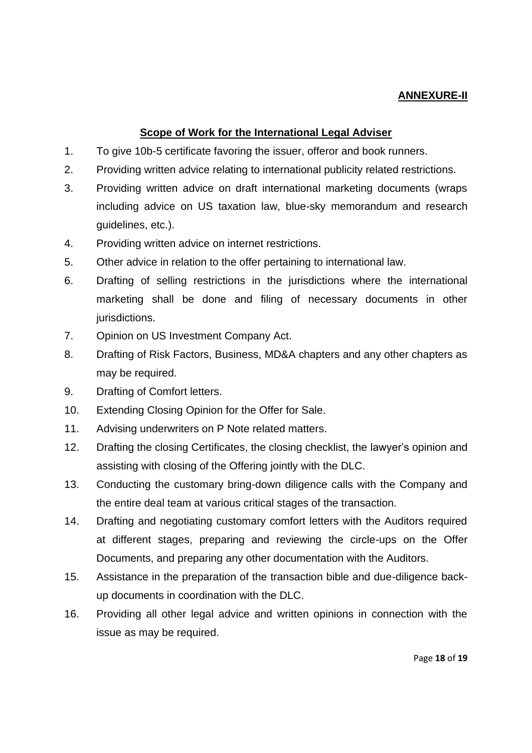**ANNEXURE-II**

**Scope of Work for the International Legal Adviser**

1. To give 10b-5 certificate favoring the issuer, offeror and book runners.
2. Providing written advice relating to international publicity related restrictions.
3. Providing written advice on draft international marketing documents (wraps including advice on US taxation law, blue-sky memorandum and research guidelines, etc.).
4. Providing written advice on internet restrictions.
5. Other advice in relation to the offer pertaining to international law.
6. Drafting of selling restrictions in the jurisdictions where the international marketing shall be done and filing of necessary documents in other jurisdictions.
7. Opinion on US Investment Company Act.
8. Drafting of Risk Factors, Business, MD&A chapters and any other chapters as may be required.
9. Drafting of Comfort letters.
10. Extending Closing Opinion for the Offer for Sale.
11. Advising underwriters on P Note related matters.
12. Drafting the closing Certificates, the closing checklist, the lawyer's opinion and assisting with closing of the Offering jointly with the DLC.
13. Conducting the customary bring-down diligence calls with the Company and the entire deal team at various critical stages of the transaction.
14. Drafting and negotiating customary comfort letters with the Auditors required at different stages, preparing and reviewing the circle-ups on the Offer Documents, and preparing any other documentation with the Auditors.
15. Assistance in the preparation of the transaction bible and due-diligence back-up documents in coordination with the DLC.
16. Providing all other legal advice and written opinions in connection with the issue as may be required.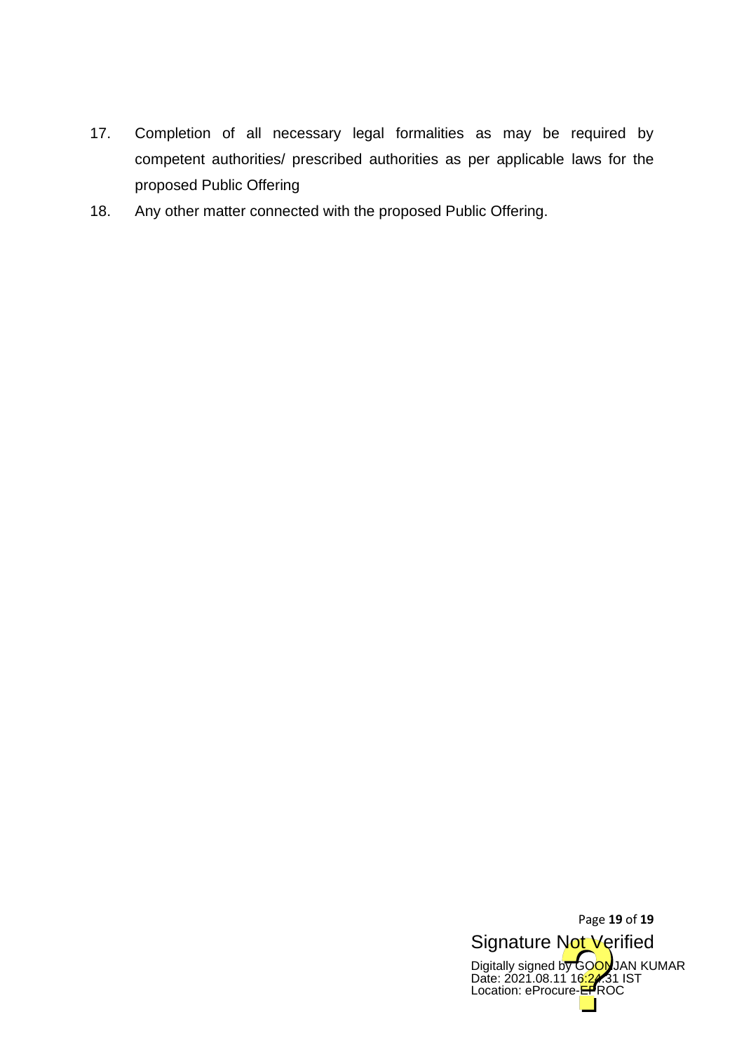17. Completion of all necessary legal formalities as may be required by competent authorities/ prescribed authorities as per applicable laws for the proposed Public Offering
18. Any other matter connected with the proposed Public Offering.

Signature Not Verified

Digitally signed by GOONJAN KUMAR
Date: 2021.08.11 16:24:31 IST
Location: eProcure-EPROC